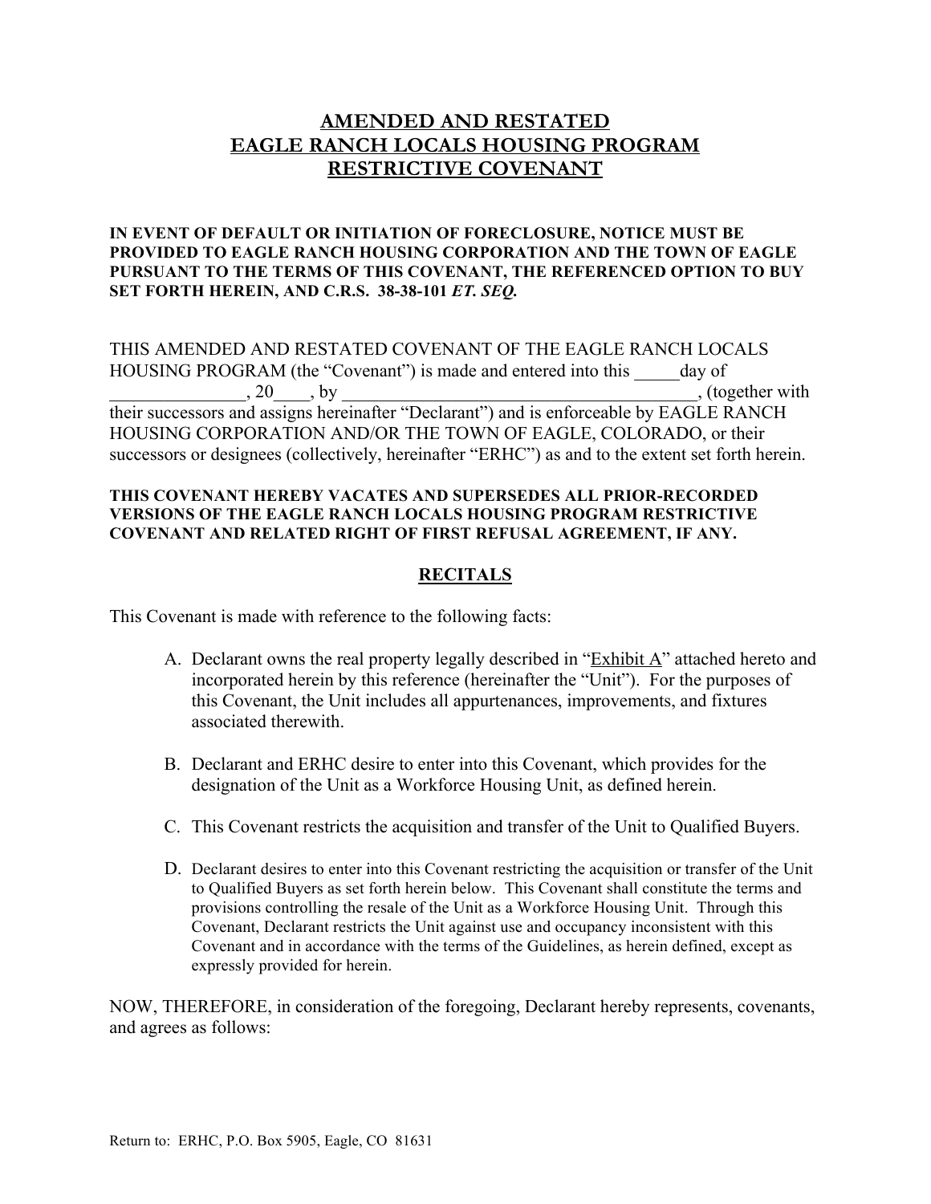# AMENDED AND RESTATED
# EAGLE RANCH LOCALS HOUSING PROGRAM
# RESTRICTIVE COVENANT

**IN EVENT OF DEFAULT OR INITIATION OF FORECLOSURE, NOTICE MUST BE PROVIDED TO EAGLE RANCH HOUSING CORPORATION AND THE TOWN OF EAGLE PURSUANT TO THE TERMS OF THIS COVENANT, THE REFERENCED OPTION TO BUY SET FORTH HEREIN, AND C.R.S. 38-38-101 *ET. SEQ.***

THIS AMENDED AND RESTATED COVENANT OF THE EAGLE RANCH LOCALS HOUSING PROGRAM (the "Covenant") is made and entered into this _____day of _______________, 20____, by ________________________________________, (together with their successors and assigns hereinafter "Declarant") and is enforceable by EAGLE RANCH HOUSING CORPORATION AND/OR THE TOWN OF EAGLE, COLORADO, or their successors or designees (collectively, hereinafter "ERHC") as and to the extent set forth herein.

**THIS COVENANT HEREBY VACATES AND SUPERSEDES ALL PRIOR-RECORDED VERSIONS OF THE EAGLE RANCH LOCALS HOUSING PROGRAM RESTRICTIVE COVENANT AND RELATED RIGHT OF FIRST REFUSAL AGREEMENT, IF ANY.**

## RECITALS

This Covenant is made with reference to the following facts:

A. Declarant owns the real property legally described in "Exhibit A" attached hereto and incorporated herein by this reference (hereinafter the "Unit"). For the purposes of this Covenant, the Unit includes all appurtenances, improvements, and fixtures associated therewith.

B. Declarant and ERHC desire to enter into this Covenant, which provides for the designation of the Unit as a Workforce Housing Unit, as defined herein.

C. This Covenant restricts the acquisition and transfer of the Unit to Qualified Buyers.

D. Declarant desires to enter into this Covenant restricting the acquisition or transfer of the Unit to Qualified Buyers as set forth herein below. This Covenant shall constitute the terms and provisions controlling the resale of the Unit as a Workforce Housing Unit. Through this Covenant, Declarant restricts the Unit against use and occupancy inconsistent with this Covenant and in accordance with the terms of the Guidelines, as herein defined, except as expressly provided for herein.

NOW, THEREFORE, in consideration of the foregoing, Declarant hereby represents, covenants, and agrees as follows:

Return to: ERHC, P.O. Box 5905, Eagle, CO 81631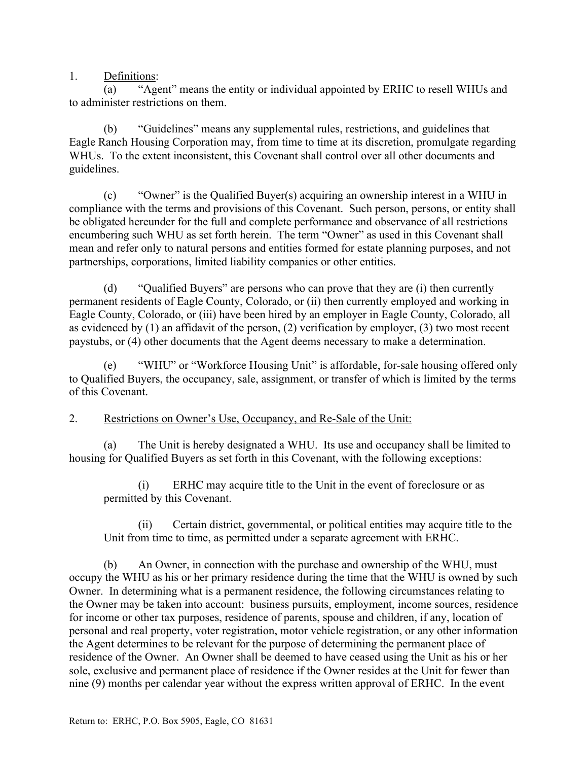1. Definitions:

(a) "Agent" means the entity or individual appointed by ERHC to resell WHUs and to administer restrictions on them.

(b) "Guidelines" means any supplemental rules, restrictions, and guidelines that Eagle Ranch Housing Corporation may, from time to time at its discretion, promulgate regarding WHUs. To the extent inconsistent, this Covenant shall control over all other documents and guidelines.

(c) "Owner" is the Qualified Buyer(s) acquiring an ownership interest in a WHU in compliance with the terms and provisions of this Covenant. Such person, persons, or entity shall be obligated hereunder for the full and complete performance and observance of all restrictions encumbering such WHU as set forth herein. The term "Owner" as used in this Covenant shall mean and refer only to natural persons and entities formed for estate planning purposes, and not partnerships, corporations, limited liability companies or other entities.

(d) "Qualified Buyers" are persons who can prove that they are (i) then currently permanent residents of Eagle County, Colorado, or (ii) then currently employed and working in Eagle County, Colorado, or (iii) have been hired by an employer in Eagle County, Colorado, all as evidenced by (1) an affidavit of the person, (2) verification by employer, (3) two most recent paystubs, or (4) other documents that the Agent deems necessary to make a determination.

(e) "WHU" or "Workforce Housing Unit" is affordable, for-sale housing offered only to Qualified Buyers, the occupancy, sale, assignment, or transfer of which is limited by the terms of this Covenant.

2. Restrictions on Owner's Use, Occupancy, and Re-Sale of the Unit:

(a) The Unit is hereby designated a WHU. Its use and occupancy shall be limited to housing for Qualified Buyers as set forth in this Covenant, with the following exceptions:

(i) ERHC may acquire title to the Unit in the event of foreclosure or as permitted by this Covenant.

(ii) Certain district, governmental, or political entities may acquire title to the Unit from time to time, as permitted under a separate agreement with ERHC.

(b) An Owner, in connection with the purchase and ownership of the WHU, must occupy the WHU as his or her primary residence during the time that the WHU is owned by such Owner. In determining what is a permanent residence, the following circumstances relating to the Owner may be taken into account: business pursuits, employment, income sources, residence for income or other tax purposes, residence of parents, spouse and children, if any, location of personal and real property, voter registration, motor vehicle registration, or any other information the Agent determines to be relevant for the purpose of determining the permanent place of residence of the Owner. An Owner shall be deemed to have ceased using the Unit as his or her sole, exclusive and permanent place of residence if the Owner resides at the Unit for fewer than nine (9) months per calendar year without the express written approval of ERHC. In the event

Return to: ERHC, P.O. Box 5905, Eagle, CO 81631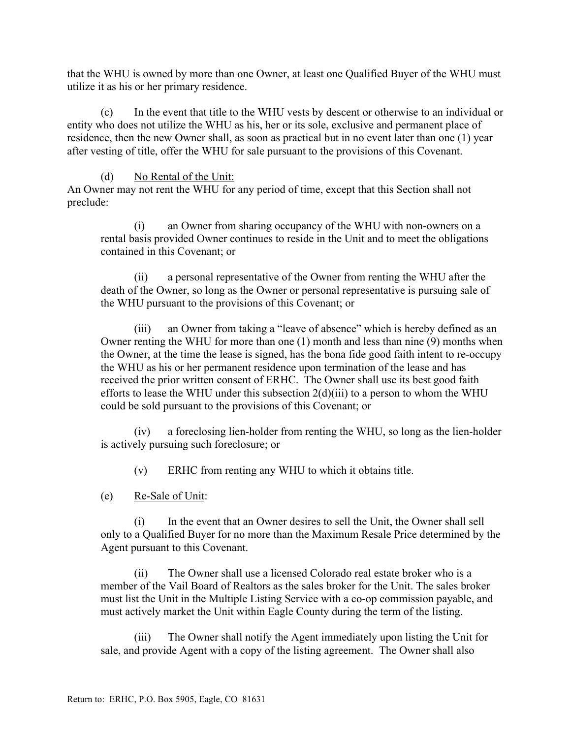that the WHU is owned by more than one Owner, at least one Qualified Buyer of the WHU must utilize it as his or her primary residence.

(c) In the event that title to the WHU vests by descent or otherwise to an individual or entity who does not utilize the WHU as his, her or its sole, exclusive and permanent place of residence, then the new Owner shall, as soon as practical but in no event later than one (1) year after vesting of title, offer the WHU for sale pursuant to the provisions of this Covenant.

(d) <u>No Rental of the Unit:</u>
An Owner may not rent the WHU for any period of time, except that this Section shall not preclude:

(i) an Owner from sharing occupancy of the WHU with non-owners on a rental basis provided Owner continues to reside in the Unit and to meet the obligations contained in this Covenant; or

(ii) a personal representative of the Owner from renting the WHU after the death of the Owner, so long as the Owner or personal representative is pursuing sale of the WHU pursuant to the provisions of this Covenant; or

(iii) an Owner from taking a "leave of absence" which is hereby defined as an Owner renting the WHU for more than one (1) month and less than nine (9) months when the Owner, at the time the lease is signed, has the bona fide good faith intent to re-occupy the WHU as his or her permanent residence upon termination of the lease and has received the prior written consent of ERHC. The Owner shall use its best good faith efforts to lease the WHU under this subsection 2(d)(iii) to a person to whom the WHU could be sold pursuant to the provisions of this Covenant; or

(iv) a foreclosing lien-holder from renting the WHU, so long as the lien-holder is actively pursuing such foreclosure; or

(v) ERHC from renting any WHU to which it obtains title.

(e) <u>Re-Sale of Unit</u>:

(i) In the event that an Owner desires to sell the Unit, the Owner shall sell only to a Qualified Buyer for no more than the Maximum Resale Price determined by the Agent pursuant to this Covenant.

(ii) The Owner shall use a licensed Colorado real estate broker who is a member of the Vail Board of Realtors as the sales broker for the Unit. The sales broker must list the Unit in the Multiple Listing Service with a co-op commission payable, and must actively market the Unit within Eagle County during the term of the listing.

(iii) The Owner shall notify the Agent immediately upon listing the Unit for sale, and provide Agent with a copy of the listing agreement. The Owner shall also

Return to: ERHC, P.O. Box 5905, Eagle, CO 81631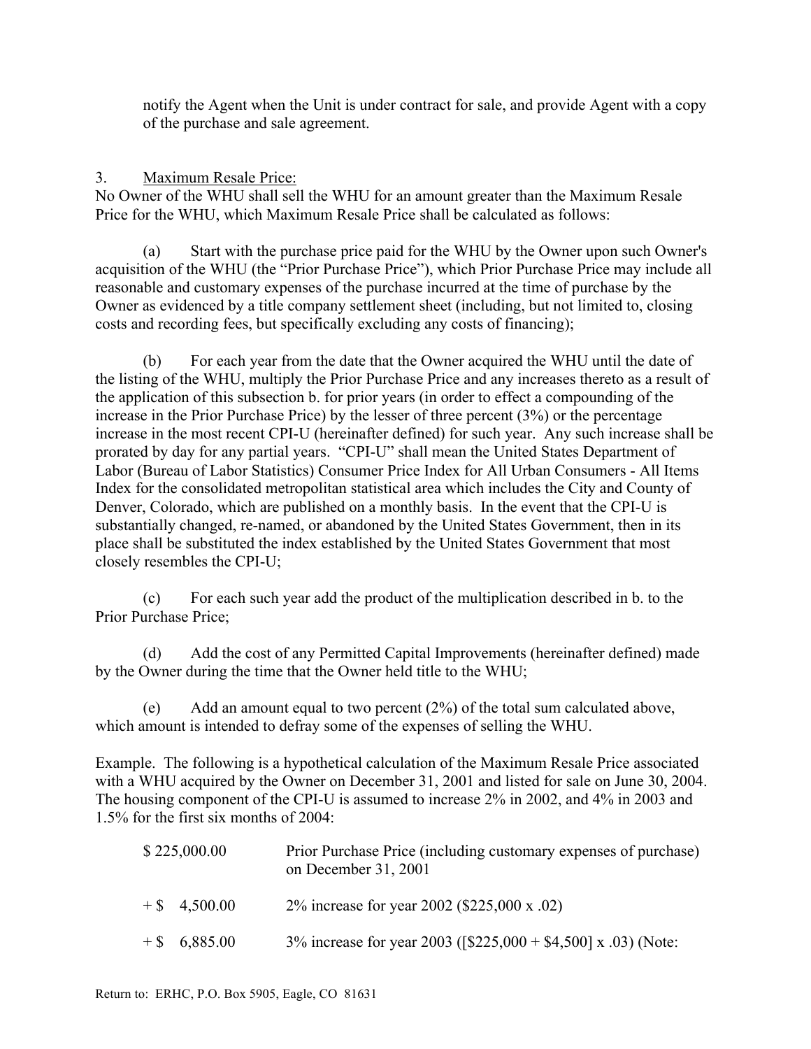notify the Agent when the Unit is under contract for sale, and provide Agent with a copy of the purchase and sale agreement.

3. Maximum Resale Price:

No Owner of the WHU shall sell the WHU for an amount greater than the Maximum Resale Price for the WHU, which Maximum Resale Price shall be calculated as follows:

(a) Start with the purchase price paid for the WHU by the Owner upon such Owner's acquisition of the WHU (the "Prior Purchase Price"), which Prior Purchase Price may include all reasonable and customary expenses of the purchase incurred at the time of purchase by the Owner as evidenced by a title company settlement sheet (including, but not limited to, closing costs and recording fees, but specifically excluding any costs of financing);

(b) For each year from the date that the Owner acquired the WHU until the date of the listing of the WHU, multiply the Prior Purchase Price and any increases thereto as a result of the application of this subsection b. for prior years (in order to effect a compounding of the increase in the Prior Purchase Price) by the lesser of three percent (3%) or the percentage increase in the most recent CPI-U (hereinafter defined) for such year. Any such increase shall be prorated by day for any partial years. "CPI-U" shall mean the United States Department of Labor (Bureau of Labor Statistics) Consumer Price Index for All Urban Consumers - All Items Index for the consolidated metropolitan statistical area which includes the City and County of Denver, Colorado, which are published on a monthly basis. In the event that the CPI-U is substantially changed, re-named, or abandoned by the United States Government, then in its place shall be substituted the index established by the United States Government that most closely resembles the CPI-U;

(c) For each such year add the product of the multiplication described in b. to the Prior Purchase Price;

(d) Add the cost of any Permitted Capital Improvements (hereinafter defined) made by the Owner during the time that the Owner held title to the WHU;

(e) Add an amount equal to two percent (2%) of the total sum calculated above, which amount is intended to defray some of the expenses of selling the WHU.

Example. The following is a hypothetical calculation of the Maximum Resale Price associated with a WHU acquired by the Owner on December 31, 2001 and listed for sale on June 30, 2004. The housing component of the CPI-U is assumed to increase 2% in 2002, and 4% in 2003 and 1.5% for the first six months of 2004:

| | |
|---|---|
| $ 225,000.00 | Prior Purchase Price (including customary expenses of purchase) on December 31, 2001 |
| + $ 4,500.00 | 2% increase for year 2002 ($225,000 x .02) |
| + $ 6,885.00 | 3% increase for year 2003 ([$225,000 + $4,500] x .03) (Note: |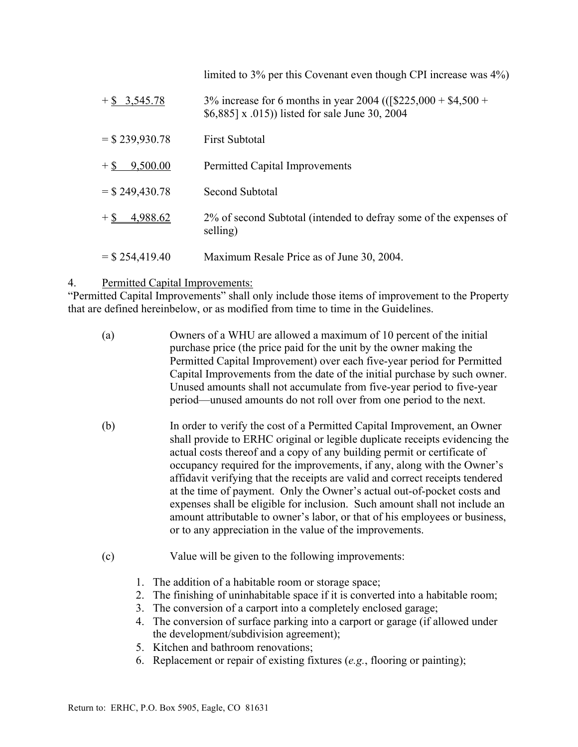| | |
|---|---|
| | limited to 3% per this Covenant even though CPI increase was 4%) |
| + $ 3,545.78 | 3% increase for 6 months in year 2004 (([$225,000 + $4,500 + $6,885] x .015)) listed for sale June 30, 2004 |
| = $ 239,930.78 | First Subtotal |
| + $ 9,500.00 | Permitted Capital Improvements |
| = $ 249,430.78 | Second Subtotal |
| + $ 4,988.62 | 2% of second Subtotal (intended to defray some of the expenses of selling) |
| = $ 254,419.40 | Maximum Resale Price as of June 30, 2004. |

4. Permitted Capital Improvements:

"Permitted Capital Improvements" shall only include those items of improvement to the Property that are defined hereinbelow, or as modified from time to time in the Guidelines.

(a) Owners of a WHU are allowed a maximum of 10 percent of the initial purchase price (the price paid for the unit by the owner making the Permitted Capital Improvement) over each five-year period for Permitted Capital Improvements from the date of the initial purchase by such owner. Unused amounts shall not accumulate from five-year period to five-year period—unused amounts do not roll over from one period to the next.

(b) In order to verify the cost of a Permitted Capital Improvement, an Owner shall provide to ERHC original or legible duplicate receipts evidencing the actual costs thereof and a copy of any building permit or certificate of occupancy required for the improvements, if any, along with the Owner's affidavit verifying that the receipts are valid and correct receipts tendered at the time of payment. Only the Owner's actual out-of-pocket costs and expenses shall be eligible for inclusion. Such amount shall not include an amount attributable to owner's labor, or that of his employees or business, or to any appreciation in the value of the improvements.

(c) Value will be given to the following improvements:

1. The addition of a habitable room or storage space;
2. The finishing of uninhabitable space if it is converted into a habitable room;
3. The conversion of a carport into a completely enclosed garage;
4. The conversion of surface parking into a carport or garage (if allowed under the development/subdivision agreement);
5. Kitchen and bathroom renovations;
6. Replacement or repair of existing fixtures (*e.g.*, flooring or painting);

Return to: ERHC, P.O. Box 5905, Eagle, CO 81631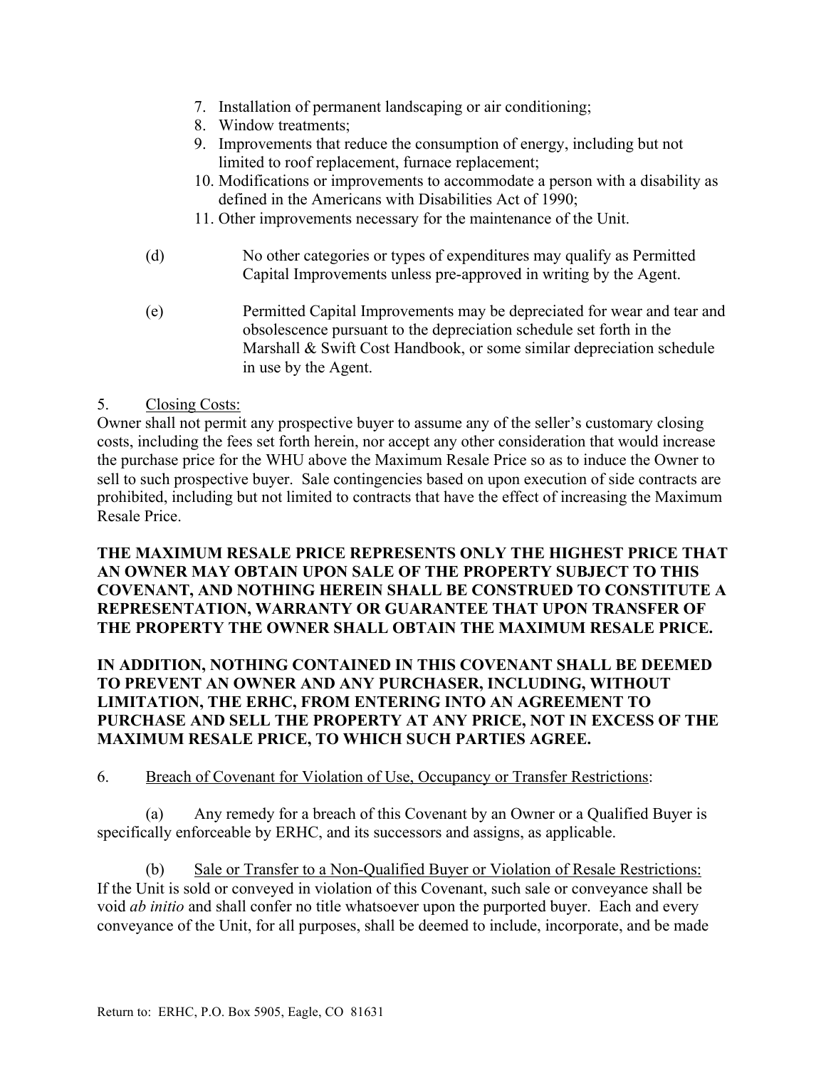7. Installation of permanent landscaping or air conditioning;
8. Window treatments;
9. Improvements that reduce the consumption of energy, including but not limited to roof replacement, furnace replacement;
10. Modifications or improvements to accommodate a person with a disability as defined in the Americans with Disabilities Act of 1990;
11. Other improvements necessary for the maintenance of the Unit.

(d) No other categories or types of expenditures may qualify as Permitted Capital Improvements unless pre-approved in writing by the Agent.

(e) Permitted Capital Improvements may be depreciated for wear and tear and obsolescence pursuant to the depreciation schedule set forth in the Marshall & Swift Cost Handbook, or some similar depreciation schedule in use by the Agent.

5. Closing Costs:

Owner shall not permit any prospective buyer to assume any of the seller's customary closing costs, including the fees set forth herein, nor accept any other consideration that would increase the purchase price for the WHU above the Maximum Resale Price so as to induce the Owner to sell to such prospective buyer. Sale contingencies based on upon execution of side contracts are prohibited, including but not limited to contracts that have the effect of increasing the Maximum Resale Price.

**THE MAXIMUM RESALE PRICE REPRESENTS ONLY THE HIGHEST PRICE THAT AN OWNER MAY OBTAIN UPON SALE OF THE PROPERTY SUBJECT TO THIS COVENANT, AND NOTHING HEREIN SHALL BE CONSTRUED TO CONSTITUTE A REPRESENTATION, WARRANTY OR GUARANTEE THAT UPON TRANSFER OF THE PROPERTY THE OWNER SHALL OBTAIN THE MAXIMUM RESALE PRICE.**

**IN ADDITION, NOTHING CONTAINED IN THIS COVENANT SHALL BE DEEMED TO PREVENT AN OWNER AND ANY PURCHASER, INCLUDING, WITHOUT LIMITATION, THE ERHC, FROM ENTERING INTO AN AGREEMENT TO PURCHASE AND SELL THE PROPERTY AT ANY PRICE, NOT IN EXCESS OF THE MAXIMUM RESALE PRICE, TO WHICH SUCH PARTIES AGREE.**

6. Breach of Covenant for Violation of Use, Occupancy or Transfer Restrictions:

(a) Any remedy for a breach of this Covenant by an Owner or a Qualified Buyer is specifically enforceable by ERHC, and its successors and assigns, as applicable.

(b) Sale or Transfer to a Non-Qualified Buyer or Violation of Resale Restrictions: If the Unit is sold or conveyed in violation of this Covenant, such sale or conveyance shall be void *ab initio* and shall confer no title whatsoever upon the purported buyer. Each and every conveyance of the Unit, for all purposes, shall be deemed to include, incorporate, and be made

Return to: ERHC, P.O. Box 5905, Eagle, CO 81631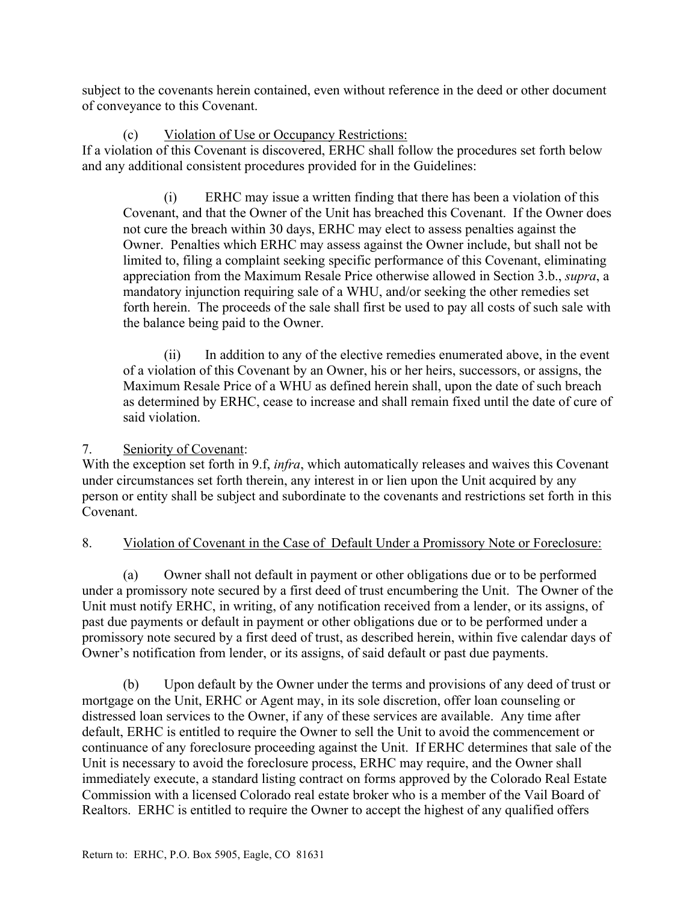subject to the covenants herein contained, even without reference in the deed or other document of conveyance to this Covenant.

(c) Violation of Use or Occupancy Restrictions:
If a violation of this Covenant is discovered, ERHC shall follow the procedures set forth below and any additional consistent procedures provided for in the Guidelines:

> (i) ERHC may issue a written finding that there has been a violation of this Covenant, and that the Owner of the Unit has breached this Covenant. If the Owner does not cure the breach within 30 days, ERHC may elect to assess penalties against the Owner. Penalties which ERHC may assess against the Owner include, but shall not be limited to, filing a complaint seeking specific performance of this Covenant, eliminating appreciation from the Maximum Resale Price otherwise allowed in Section 3.b., *supra*, a mandatory injunction requiring sale of a WHU, and/or seeking the other remedies set forth herein. The proceeds of the sale shall first be used to pay all costs of such sale with the balance being paid to the Owner.
>
> (ii) In addition to any of the elective remedies enumerated above, in the event of a violation of this Covenant by an Owner, his or her heirs, successors, or assigns, the Maximum Resale Price of a WHU as defined herein shall, upon the date of such breach as determined by ERHC, cease to increase and shall remain fixed until the date of cure of said violation.

7. Seniority of Covenant:
With the exception set forth in 9.f, *infra*, which automatically releases and waives this Covenant under circumstances set forth therein, any interest in or lien upon the Unit acquired by any person or entity shall be subject and subordinate to the covenants and restrictions set forth in this Covenant.

8. Violation of Covenant in the Case of Default Under a Promissory Note or Foreclosure:

(a) Owner shall not default in payment or other obligations due or to be performed under a promissory note secured by a first deed of trust encumbering the Unit. The Owner of the Unit must notify ERHC, in writing, of any notification received from a lender, or its assigns, of past due payments or default in payment or other obligations due or to be performed under a promissory note secured by a first deed of trust, as described herein, within five calendar days of Owner's notification from lender, or its assigns, of said default or past due payments.

(b) Upon default by the Owner under the terms and provisions of any deed of trust or mortgage on the Unit, ERHC or Agent may, in its sole discretion, offer loan counseling or distressed loan services to the Owner, if any of these services are available. Any time after default, ERHC is entitled to require the Owner to sell the Unit to avoid the commencement or continuance of any foreclosure proceeding against the Unit. If ERHC determines that sale of the Unit is necessary to avoid the foreclosure process, ERHC may require, and the Owner shall immediately execute, a standard listing contract on forms approved by the Colorado Real Estate Commission with a licensed Colorado real estate broker who is a member of the Vail Board of Realtors. ERHC is entitled to require the Owner to accept the highest of any qualified offers

Return to: ERHC, P.O. Box 5905, Eagle, CO 81631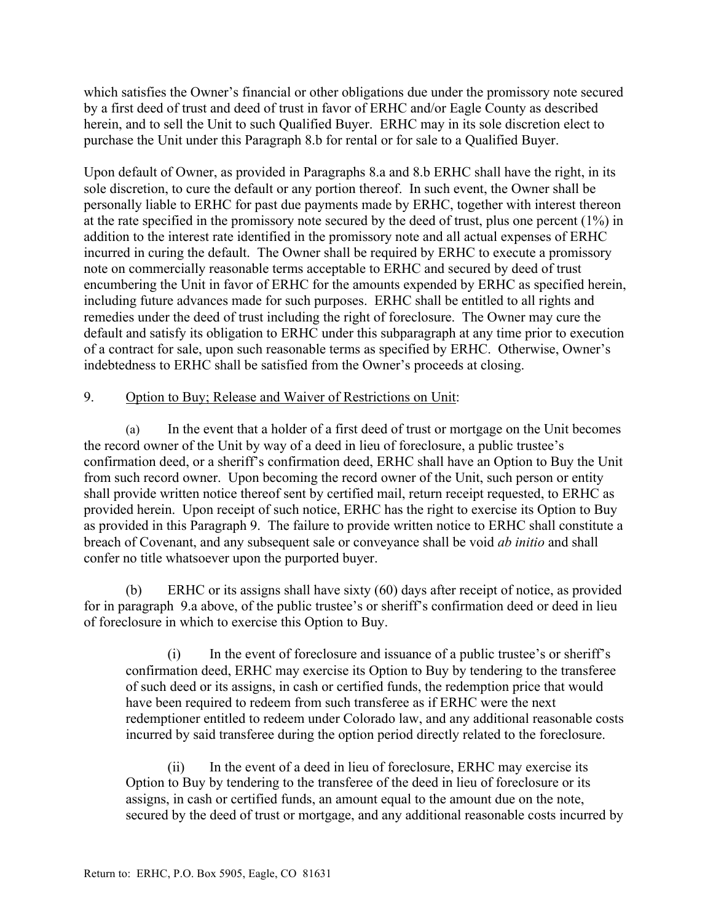which satisfies the Owner's financial or other obligations due under the promissory note secured by a first deed of trust and deed of trust in favor of ERHC and/or Eagle County as described herein, and to sell the Unit to such Qualified Buyer. ERHC may in its sole discretion elect to purchase the Unit under this Paragraph 8.b for rental or for sale to a Qualified Buyer.

Upon default of Owner, as provided in Paragraphs 8.a and 8.b ERHC shall have the right, in its sole discretion, to cure the default or any portion thereof. In such event, the Owner shall be personally liable to ERHC for past due payments made by ERHC, together with interest thereon at the rate specified in the promissory note secured by the deed of trust, plus one percent (1%) in addition to the interest rate identified in the promissory note and all actual expenses of ERHC incurred in curing the default. The Owner shall be required by ERHC to execute a promissory note on commercially reasonable terms acceptable to ERHC and secured by deed of trust encumbering the Unit in favor of ERHC for the amounts expended by ERHC as specified herein, including future advances made for such purposes. ERHC shall be entitled to all rights and remedies under the deed of trust including the right of foreclosure. The Owner may cure the default and satisfy its obligation to ERHC under this subparagraph at any time prior to execution of a contract for sale, upon such reasonable terms as specified by ERHC. Otherwise, Owner's indebtedness to ERHC shall be satisfied from the Owner's proceeds at closing.

9. Option to Buy; Release and Waiver of Restrictions on Unit:

(a) In the event that a holder of a first deed of trust or mortgage on the Unit becomes the record owner of the Unit by way of a deed in lieu of foreclosure, a public trustee's confirmation deed, or a sheriff's confirmation deed, ERHC shall have an Option to Buy the Unit from such record owner. Upon becoming the record owner of the Unit, such person or entity shall provide written notice thereof sent by certified mail, return receipt requested, to ERHC as provided herein. Upon receipt of such notice, ERHC has the right to exercise its Option to Buy as provided in this Paragraph 9. The failure to provide written notice to ERHC shall constitute a breach of Covenant, and any subsequent sale or conveyance shall be void *ab initio* and shall confer no title whatsoever upon the purported buyer.

(b) ERHC or its assigns shall have sixty (60) days after receipt of notice, as provided for in paragraph 9.a above, of the public trustee's or sheriff's confirmation deed or deed in lieu of foreclosure in which to exercise this Option to Buy.

(i) In the event of foreclosure and issuance of a public trustee's or sheriff's confirmation deed, ERHC may exercise its Option to Buy by tendering to the transferee of such deed or its assigns, in cash or certified funds, the redemption price that would have been required to redeem from such transferee as if ERHC were the next redemptioner entitled to redeem under Colorado law, and any additional reasonable costs incurred by said transferee during the option period directly related to the foreclosure.

(ii) In the event of a deed in lieu of foreclosure, ERHC may exercise its Option to Buy by tendering to the transferee of the deed in lieu of foreclosure or its assigns, in cash or certified funds, an amount equal to the amount due on the note, secured by the deed of trust or mortgage, and any additional reasonable costs incurred by

Return to: ERHC, P.O. Box 5905, Eagle, CO 81631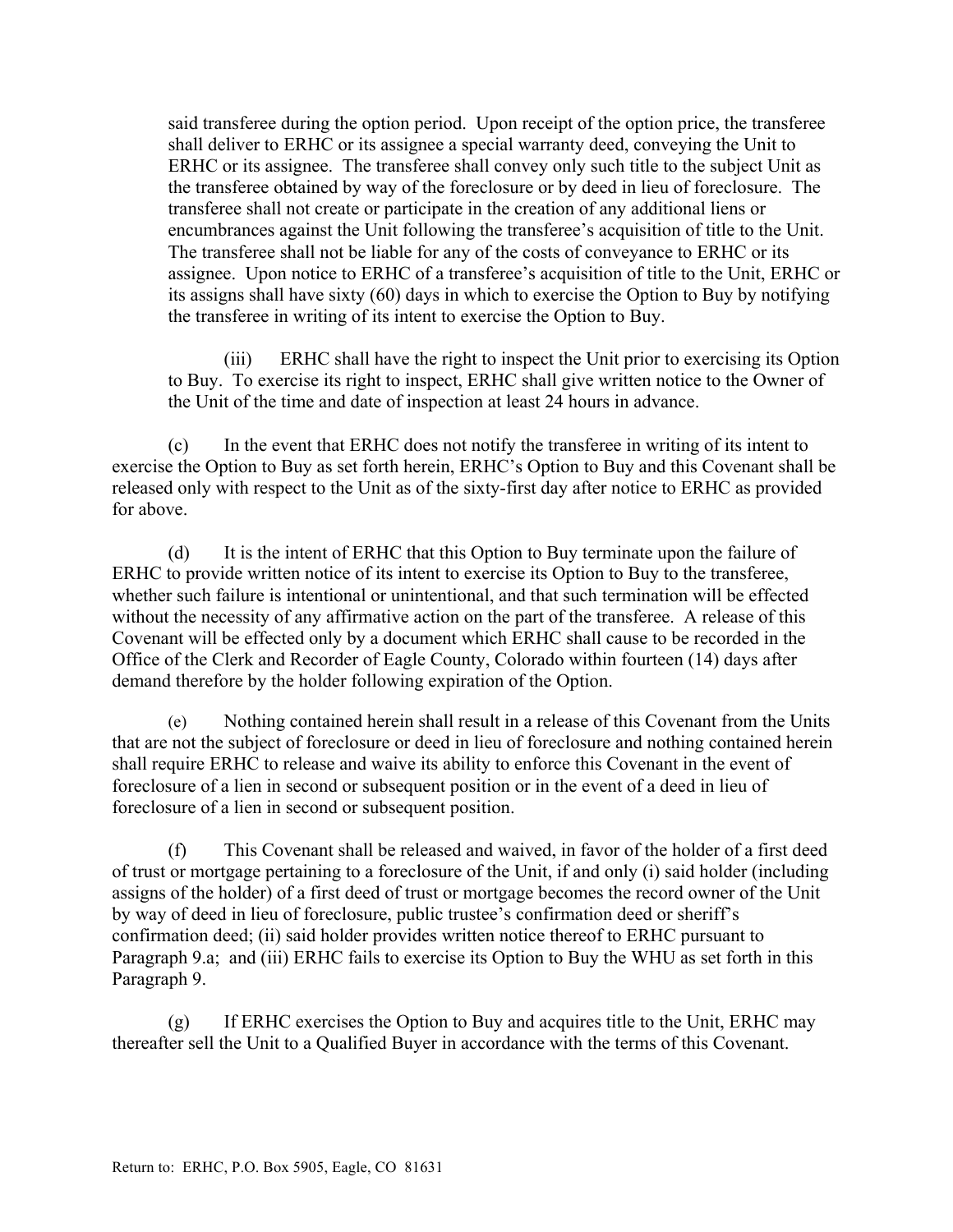said transferee during the option period. Upon receipt of the option price, the transferee shall deliver to ERHC or its assignee a special warranty deed, conveying the Unit to ERHC or its assignee. The transferee shall convey only such title to the subject Unit as the transferee obtained by way of the foreclosure or by deed in lieu of foreclosure. The transferee shall not create or participate in the creation of any additional liens or encumbrances against the Unit following the transferee's acquisition of title to the Unit. The transferee shall not be liable for any of the costs of conveyance to ERHC or its assignee. Upon notice to ERHC of a transferee's acquisition of title to the Unit, ERHC or its assigns shall have sixty (60) days in which to exercise the Option to Buy by notifying the transferee in writing of its intent to exercise the Option to Buy.

(iii) ERHC shall have the right to inspect the Unit prior to exercising its Option to Buy. To exercise its right to inspect, ERHC shall give written notice to the Owner of the Unit of the time and date of inspection at least 24 hours in advance.

(c) In the event that ERHC does not notify the transferee in writing of its intent to exercise the Option to Buy as set forth herein, ERHC's Option to Buy and this Covenant shall be released only with respect to the Unit as of the sixty-first day after notice to ERHC as provided for above.

(d) It is the intent of ERHC that this Option to Buy terminate upon the failure of ERHC to provide written notice of its intent to exercise its Option to Buy to the transferee, whether such failure is intentional or unintentional, and that such termination will be effected without the necessity of any affirmative action on the part of the transferee. A release of this Covenant will be effected only by a document which ERHC shall cause to be recorded in the Office of the Clerk and Recorder of Eagle County, Colorado within fourteen (14) days after demand therefore by the holder following expiration of the Option.

(e) Nothing contained herein shall result in a release of this Covenant from the Units that are not the subject of foreclosure or deed in lieu of foreclosure and nothing contained herein shall require ERHC to release and waive its ability to enforce this Covenant in the event of foreclosure of a lien in second or subsequent position or in the event of a deed in lieu of foreclosure of a lien in second or subsequent position.

(f) This Covenant shall be released and waived, in favor of the holder of a first deed of trust or mortgage pertaining to a foreclosure of the Unit, if and only (i) said holder (including assigns of the holder) of a first deed of trust or mortgage becomes the record owner of the Unit by way of deed in lieu of foreclosure, public trustee's confirmation deed or sheriff's confirmation deed; (ii) said holder provides written notice thereof to ERHC pursuant to Paragraph 9.a; and (iii) ERHC fails to exercise its Option to Buy the WHU as set forth in this Paragraph 9.

(g) If ERHC exercises the Option to Buy and acquires title to the Unit, ERHC may thereafter sell the Unit to a Qualified Buyer in accordance with the terms of this Covenant.

Return to: ERHC, P.O. Box 5905, Eagle, CO 81631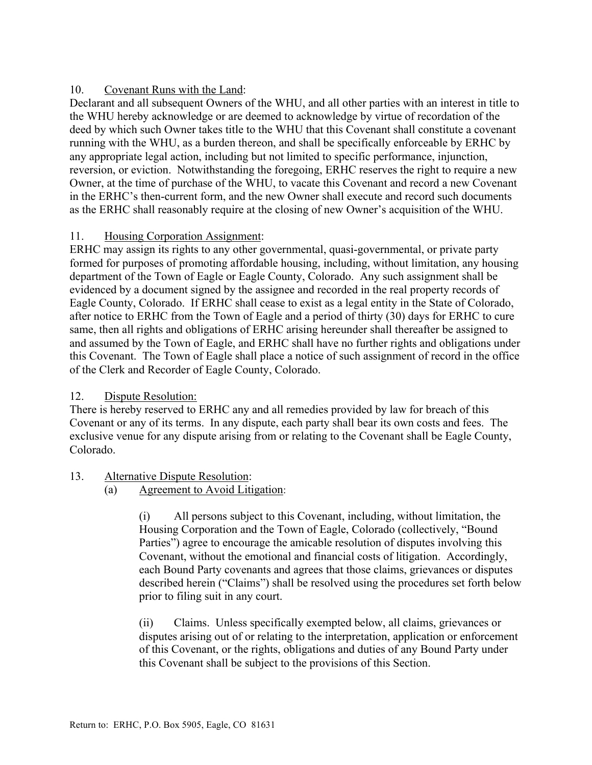10. Covenant Runs with the Land:

Declarant and all subsequent Owners of the WHU, and all other parties with an interest in title to the WHU hereby acknowledge or are deemed to acknowledge by virtue of recordation of the deed by which such Owner takes title to the WHU that this Covenant shall constitute a covenant running with the WHU, as a burden thereon, and shall be specifically enforceable by ERHC by any appropriate legal action, including but not limited to specific performance, injunction, reversion, or eviction. Notwithstanding the foregoing, ERHC reserves the right to require a new Owner, at the time of purchase of the WHU, to vacate this Covenant and record a new Covenant in the ERHC's then-current form, and the new Owner shall execute and record such documents as the ERHC shall reasonably require at the closing of new Owner's acquisition of the WHU.

11. Housing Corporation Assignment:

ERHC may assign its rights to any other governmental, quasi-governmental, or private party formed for purposes of promoting affordable housing, including, without limitation, any housing department of the Town of Eagle or Eagle County, Colorado. Any such assignment shall be evidenced by a document signed by the assignee and recorded in the real property records of Eagle County, Colorado. If ERHC shall cease to exist as a legal entity in the State of Colorado, after notice to ERHC from the Town of Eagle and a period of thirty (30) days for ERHC to cure same, then all rights and obligations of ERHC arising hereunder shall thereafter be assigned to and assumed by the Town of Eagle, and ERHC shall have no further rights and obligations under this Covenant. The Town of Eagle shall place a notice of such assignment of record in the office of the Clerk and Recorder of Eagle County, Colorado.

12. Dispute Resolution:

There is hereby reserved to ERHC any and all remedies provided by law for breach of this Covenant or any of its terms. In any dispute, each party shall bear its own costs and fees. The exclusive venue for any dispute arising from or relating to the Covenant shall be Eagle County, Colorado.

13. Alternative Dispute Resolution:

(a) Agreement to Avoid Litigation:

(i) All persons subject to this Covenant, including, without limitation, the Housing Corporation and the Town of Eagle, Colorado (collectively, "Bound Parties") agree to encourage the amicable resolution of disputes involving this Covenant, without the emotional and financial costs of litigation. Accordingly, each Bound Party covenants and agrees that those claims, grievances or disputes described herein ("Claims") shall be resolved using the procedures set forth below prior to filing suit in any court.

(ii) Claims. Unless specifically exempted below, all claims, grievances or disputes arising out of or relating to the interpretation, application or enforcement of this Covenant, or the rights, obligations and duties of any Bound Party under this Covenant shall be subject to the provisions of this Section.

Return to: ERHC, P.O. Box 5905, Eagle, CO 81631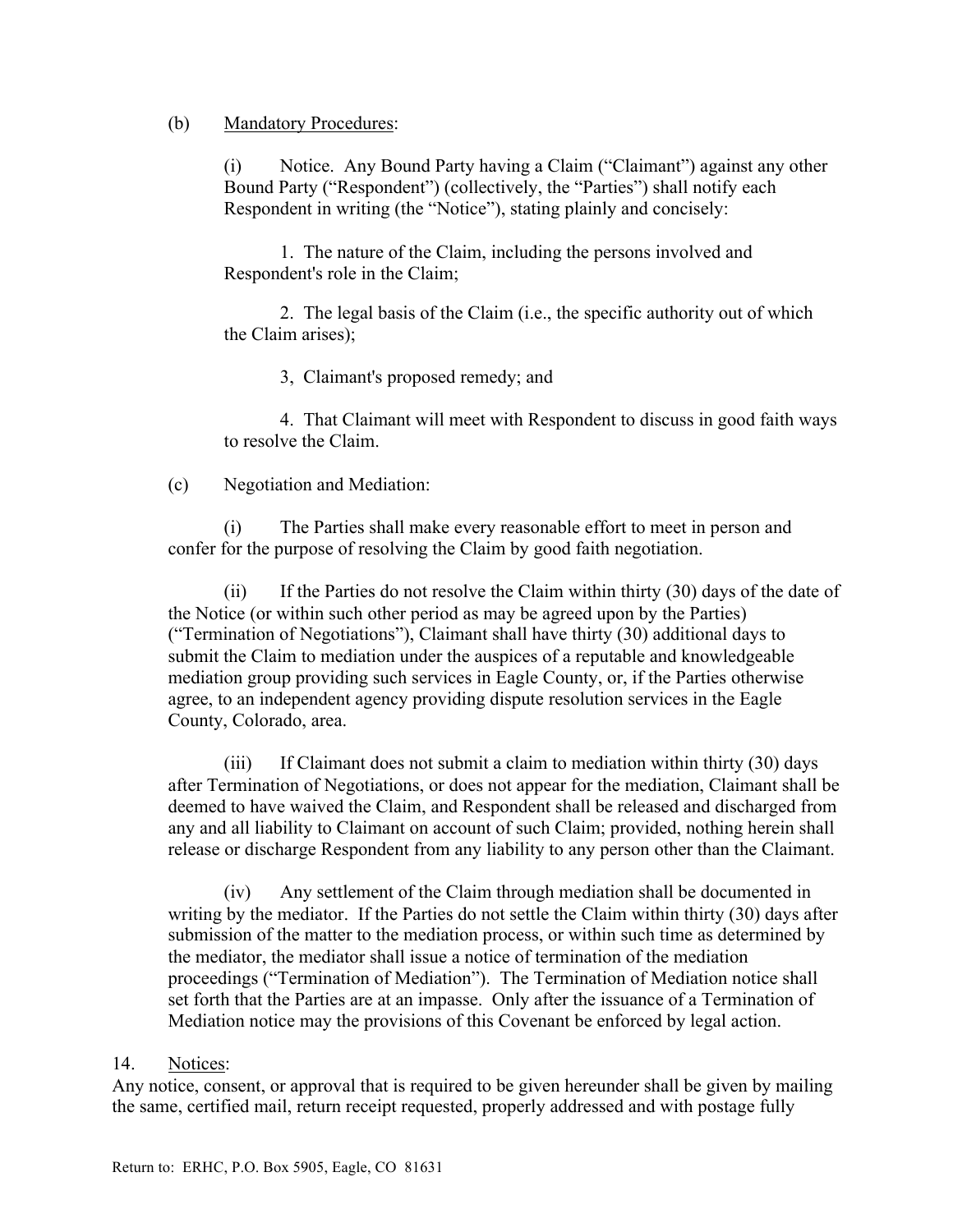(b) Mandatory Procedures:

(i) Notice. Any Bound Party having a Claim ("Claimant") against any other Bound Party ("Respondent") (collectively, the "Parties") shall notify each Respondent in writing (the "Notice"), stating plainly and concisely:

1. The nature of the Claim, including the persons involved and Respondent's role in the Claim;

2. The legal basis of the Claim (i.e., the specific authority out of which the Claim arises);

3, Claimant's proposed remedy; and

4. That Claimant will meet with Respondent to discuss in good faith ways to resolve the Claim.

(c) Negotiation and Mediation:

(i) The Parties shall make every reasonable effort to meet in person and confer for the purpose of resolving the Claim by good faith negotiation.

(ii) If the Parties do not resolve the Claim within thirty (30) days of the date of the Notice (or within such other period as may be agreed upon by the Parties) ("Termination of Negotiations"), Claimant shall have thirty (30) additional days to submit the Claim to mediation under the auspices of a reputable and knowledgeable mediation group providing such services in Eagle County, or, if the Parties otherwise agree, to an independent agency providing dispute resolution services in the Eagle County, Colorado, area.

(iii) If Claimant does not submit a claim to mediation within thirty (30) days after Termination of Negotiations, or does not appear for the mediation, Claimant shall be deemed to have waived the Claim, and Respondent shall be released and discharged from any and all liability to Claimant on account of such Claim; provided, nothing herein shall release or discharge Respondent from any liability to any person other than the Claimant.

(iv) Any settlement of the Claim through mediation shall be documented in writing by the mediator. If the Parties do not settle the Claim within thirty (30) days after submission of the matter to the mediation process, or within such time as determined by the mediator, the mediator shall issue a notice of termination of the mediation proceedings ("Termination of Mediation"). The Termination of Mediation notice shall set forth that the Parties are at an impasse. Only after the issuance of a Termination of Mediation notice may the provisions of this Covenant be enforced by legal action.

14. Notices:

Any notice, consent, or approval that is required to be given hereunder shall be given by mailing the same, certified mail, return receipt requested, properly addressed and with postage fully

Return to: ERHC, P.O. Box 5905, Eagle, CO 81631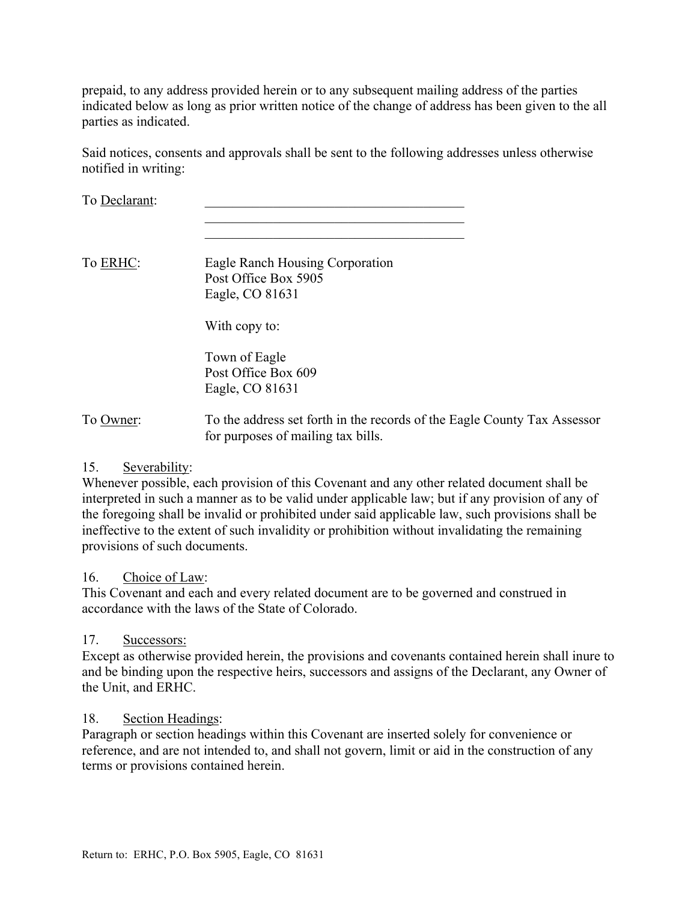prepaid, to any address provided herein or to any subsequent mailing address of the parties indicated below as long as prior written notice of the change of address has been given to the all parties as indicated.

Said notices, consents and approvals shall be sent to the following addresses unless otherwise notified in writing:

To Declarant: \_\_\_\_\_\_\_\_\_\_\_\_\_\_\_\_\_\_\_\_\_\_\_\_\_\_\_\_\_\_\_\_\_\_\_\_\_\_\_\_
\_\_\_\_\_\_\_\_\_\_\_\_\_\_\_\_\_\_\_\_\_\_\_\_\_\_\_\_\_\_\_\_\_\_\_\_\_\_\_\_
\_\_\_\_\_\_\_\_\_\_\_\_\_\_\_\_\_\_\_\_\_\_\_\_\_\_\_\_\_\_\_\_\_\_\_\_\_\_\_\_

To ERHC:
Eagle Ranch Housing Corporation
Post Office Box 5905
Eagle, CO 81631

With copy to:

Town of Eagle
Post Office Box 609
Eagle, CO 81631

To Owner: To the address set forth in the records of the Eagle County Tax Assessor for purposes of mailing tax bills.

15. Severability:
Whenever possible, each provision of this Covenant and any other related document shall be interpreted in such a manner as to be valid under applicable law; but if any provision of any of the foregoing shall be invalid or prohibited under said applicable law, such provisions shall be ineffective to the extent of such invalidity or prohibition without invalidating the remaining provisions of such documents.

16. Choice of Law:
This Covenant and each and every related document are to be governed and construed in accordance with the laws of the State of Colorado.

17. Successors:
Except as otherwise provided herein, the provisions and covenants contained herein shall inure to and be binding upon the respective heirs, successors and assigns of the Declarant, any Owner of the Unit, and ERHC.

18. Section Headings:
Paragraph or section headings within this Covenant are inserted solely for convenience or reference, and are not intended to, and shall not govern, limit or aid in the construction of any terms or provisions contained herein.

Return to: ERHC, P.O. Box 5905, Eagle, CO 81631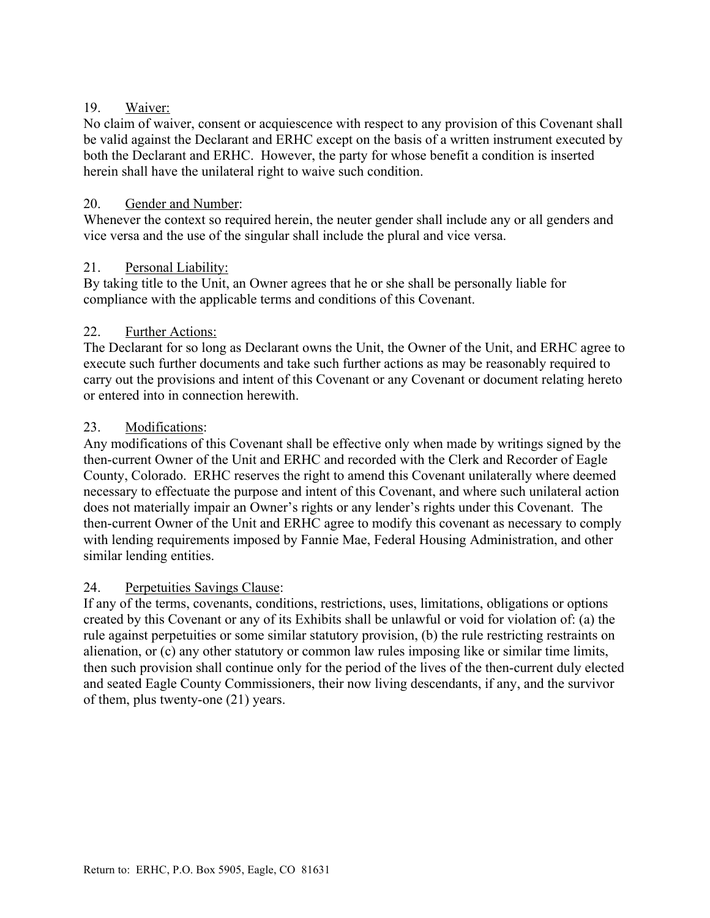19. Waiver:
No claim of waiver, consent or acquiescence with respect to any provision of this Covenant shall be valid against the Declarant and ERHC except on the basis of a written instrument executed by both the Declarant and ERHC. However, the party for whose benefit a condition is inserted herein shall have the unilateral right to waive such condition.

20. Gender and Number:
Whenever the context so required herein, the neuter gender shall include any or all genders and vice versa and the use of the singular shall include the plural and vice versa.

21. Personal Liability:
By taking title to the Unit, an Owner agrees that he or she shall be personally liable for compliance with the applicable terms and conditions of this Covenant.

22. Further Actions:
The Declarant for so long as Declarant owns the Unit, the Owner of the Unit, and ERHC agree to execute such further documents and take such further actions as may be reasonably required to carry out the provisions and intent of this Covenant or any Covenant or document relating hereto or entered into in connection herewith.

23. Modifications:
Any modifications of this Covenant shall be effective only when made by writings signed by the then-current Owner of the Unit and ERHC and recorded with the Clerk and Recorder of Eagle County, Colorado. ERHC reserves the right to amend this Covenant unilaterally where deemed necessary to effectuate the purpose and intent of this Covenant, and where such unilateral action does not materially impair an Owner's rights or any lender's rights under this Covenant. The then-current Owner of the Unit and ERHC agree to modify this covenant as necessary to comply with lending requirements imposed by Fannie Mae, Federal Housing Administration, and other similar lending entities.

24. Perpetuities Savings Clause:
If any of the terms, covenants, conditions, restrictions, uses, limitations, obligations or options created by this Covenant or any of its Exhibits shall be unlawful or void for violation of: (a) the rule against perpetuities or some similar statutory provision, (b) the rule restricting restraints on alienation, or (c) any other statutory or common law rules imposing like or similar time limits, then such provision shall continue only for the period of the lives of the then-current duly elected and seated Eagle County Commissioners, their now living descendants, if any, and the survivor of them, plus twenty-one (21) years.

Return to: ERHC, P.O. Box 5905, Eagle, CO 81631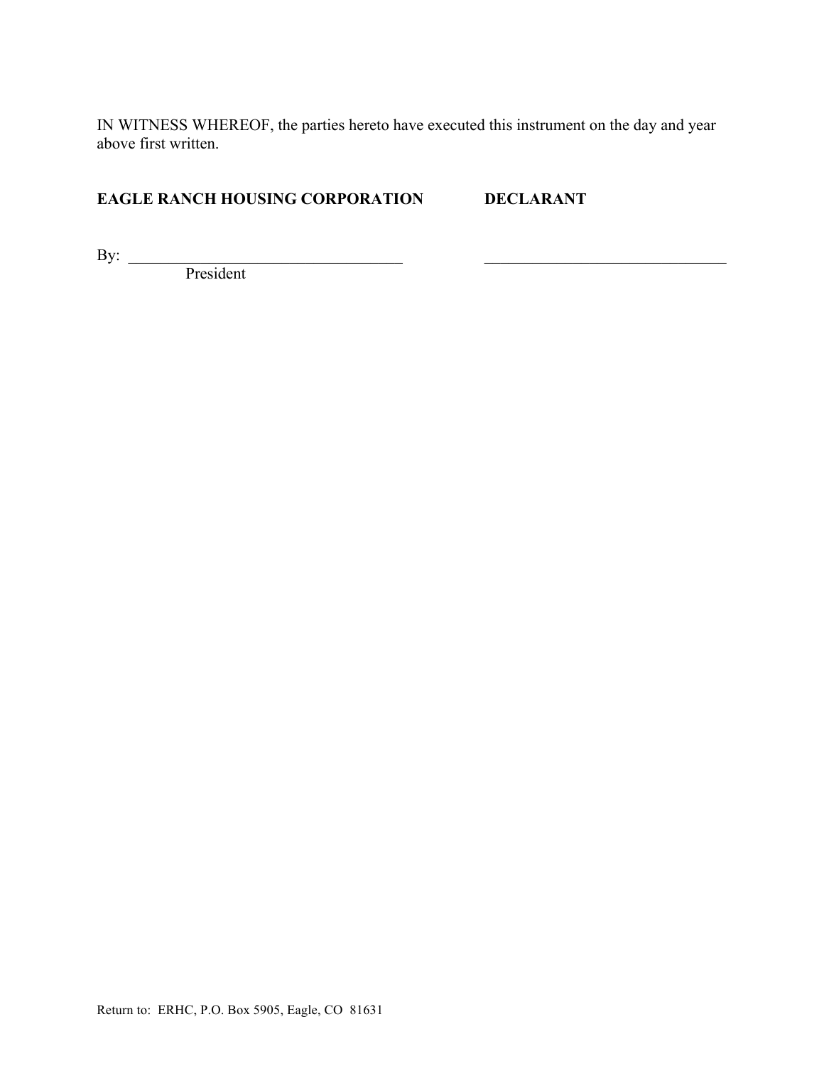IN WITNESS WHEREOF, the parties hereto have executed this instrument on the day and year above first written.

**EAGLE RANCH HOUSING CORPORATION** **DECLARANT**

By: ___________________________________ ______________________________
President

Return to: ERHC, P.O. Box 5905, Eagle, CO 81631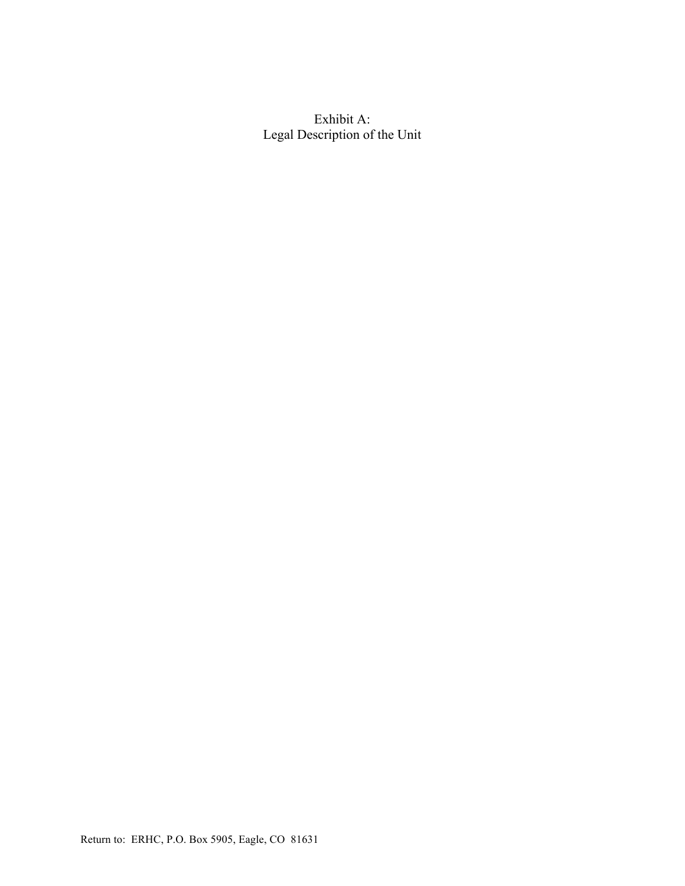# Exhibit A:
# Legal Description of the Unit

Return to: ERHC, P.O. Box 5905, Eagle, CO 81631